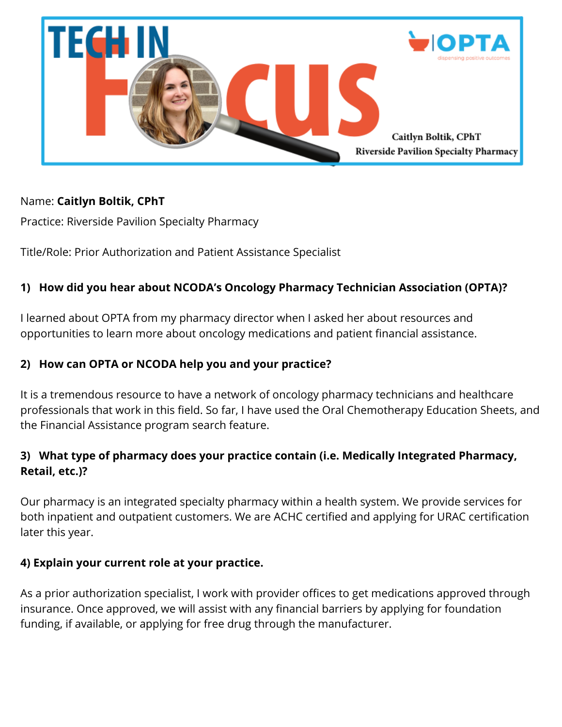# TECH IN FOCUS

Caitlyn Boltik, CPhT

Riverside Pavilion Specialty Pharmacy

Name: **Caitlyn Boltik, CPhT**

Practice: Riverside Pavilion Specialty Pharmacy

Title/Role: Prior Authorization and Patient Assistance Specialist

**1) How did you hear about NCODA's Oncology Pharmacy Technician Association (OPTA)?**

I learned about OPTA from my pharmacy director when I asked her about resources and opportunities to learn more about oncology medications and patient financial assistance.

**2) How can OPTA or NCODA help you and your practice?**

It is a tremendous resource to have a network of oncology pharmacy technicians and healthcare professionals that work in this field. So far, I have used the Oral Chemotherapy Education Sheets, and the Financial Assistance program search feature.

**3) What type of pharmacy does your practice contain (i.e. Medically Integrated Pharmacy, Retail, etc.)?**

Our pharmacy is an integrated specialty pharmacy within a health system. We provide services for both inpatient and outpatient customers. We are ACHC certified and applying for URAC certification later this year.

**4) Explain your current role at your practice.**

As a prior authorization specialist, I work with provider offices to get medications approved through insurance. Once approved, we will assist with any financial barriers by applying for foundation funding, if available, or applying for free drug through the manufacturer.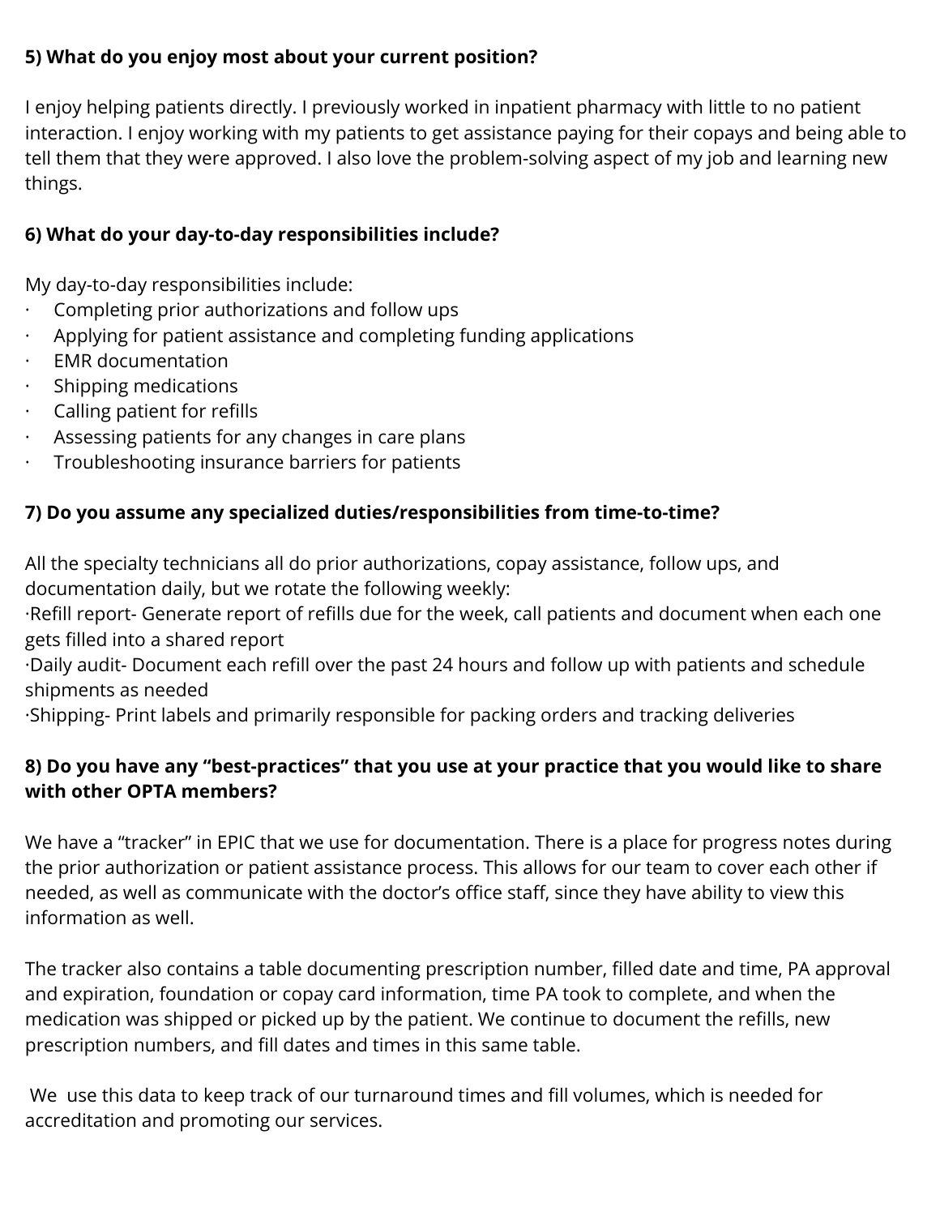**5) What do you enjoy most about your current position?**

I enjoy helping patients directly. I previously worked in inpatient pharmacy with little to no patient interaction. I enjoy working with my patients to get assistance paying for their copays and being able to tell them that they were approved. I also love the problem-solving aspect of my job and learning new things.

**6) What do your day-to-day responsibilities include?**

My day-to-day responsibilities include:

- Completing prior authorizations and follow ups
- Applying for patient assistance and completing funding applications
- EMR documentation
- Shipping medications
- Calling patient for refills
- Assessing patients for any changes in care plans
- Troubleshooting insurance barriers for patients

**7) Do you assume any specialized duties/responsibilities from time-to-time?**

All the specialty technicians all do prior authorizations, copay assistance, follow ups, and documentation daily, but we rotate the following weekly:

·Refill report- Generate report of refills due for the week, call patients and document when each one gets filled into a shared report

·Daily audit- Document each refill over the past 24 hours and follow up with patients and schedule shipments as needed

·Shipping- Print labels and primarily responsible for packing orders and tracking deliveries

**8) Do you have any "best-practices" that you use at your practice that you would like to share with other OPTA members?**

We have a "tracker" in EPIC that we use for documentation. There is a place for progress notes during the prior authorization or patient assistance process. This allows for our team to cover each other if needed, as well as communicate with the doctor's office staff, since they have ability to view this information as well.

The tracker also contains a table documenting prescription number, filled date and time, PA approval and expiration, foundation or copay card information, time PA took to complete, and when the medication was shipped or picked up by the patient. We continue to document the refills, new prescription numbers, and fill dates and times in this same table.

We use this data to keep track of our turnaround times and fill volumes, which is needed for accreditation and promoting our services.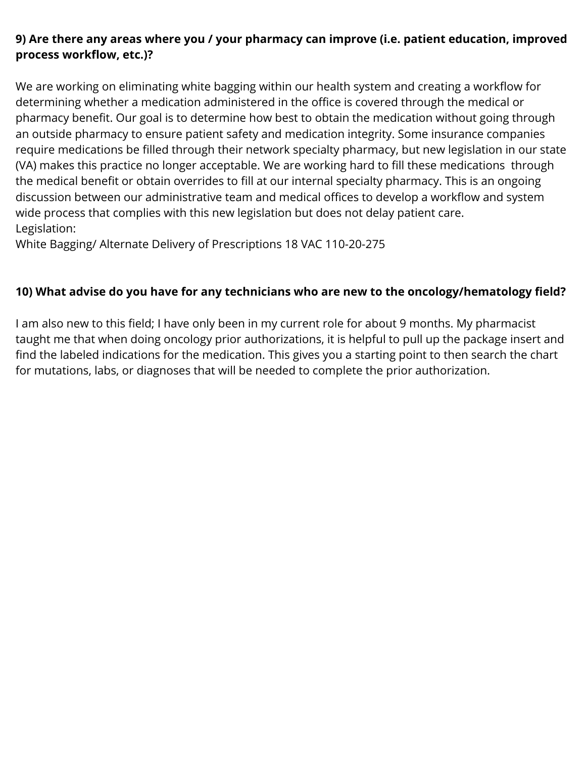**9) Are there any areas where you / your pharmacy can improve (i.e. patient education, improved process workflow, etc.)?**

We are working on eliminating white bagging within our health system and creating a workflow for determining whether a medication administered in the office is covered through the medical or pharmacy benefit. Our goal is to determine how best to obtain the medication without going through an outside pharmacy to ensure patient safety and medication integrity. Some insurance companies require medications be filled through their network specialty pharmacy, but new legislation in our state (VA) makes this practice no longer acceptable. We are working hard to fill these medications through the medical benefit or obtain overrides to fill at our internal specialty pharmacy. This is an ongoing discussion between our administrative team and medical offices to develop a workflow and system wide process that complies with this new legislation but does not delay patient care.
Legislation:
White Bagging/ Alternate Delivery of Prescriptions 18 VAC 110-20-275

**10) What advise do you have for any technicians who are new to the oncology/hematology field?**

I am also new to this field; I have only been in my current role for about 9 months. My pharmacist taught me that when doing oncology prior authorizations, it is helpful to pull up the package insert and find the labeled indications for the medication. This gives you a starting point to then search the chart for mutations, labs, or diagnoses that will be needed to complete the prior authorization.